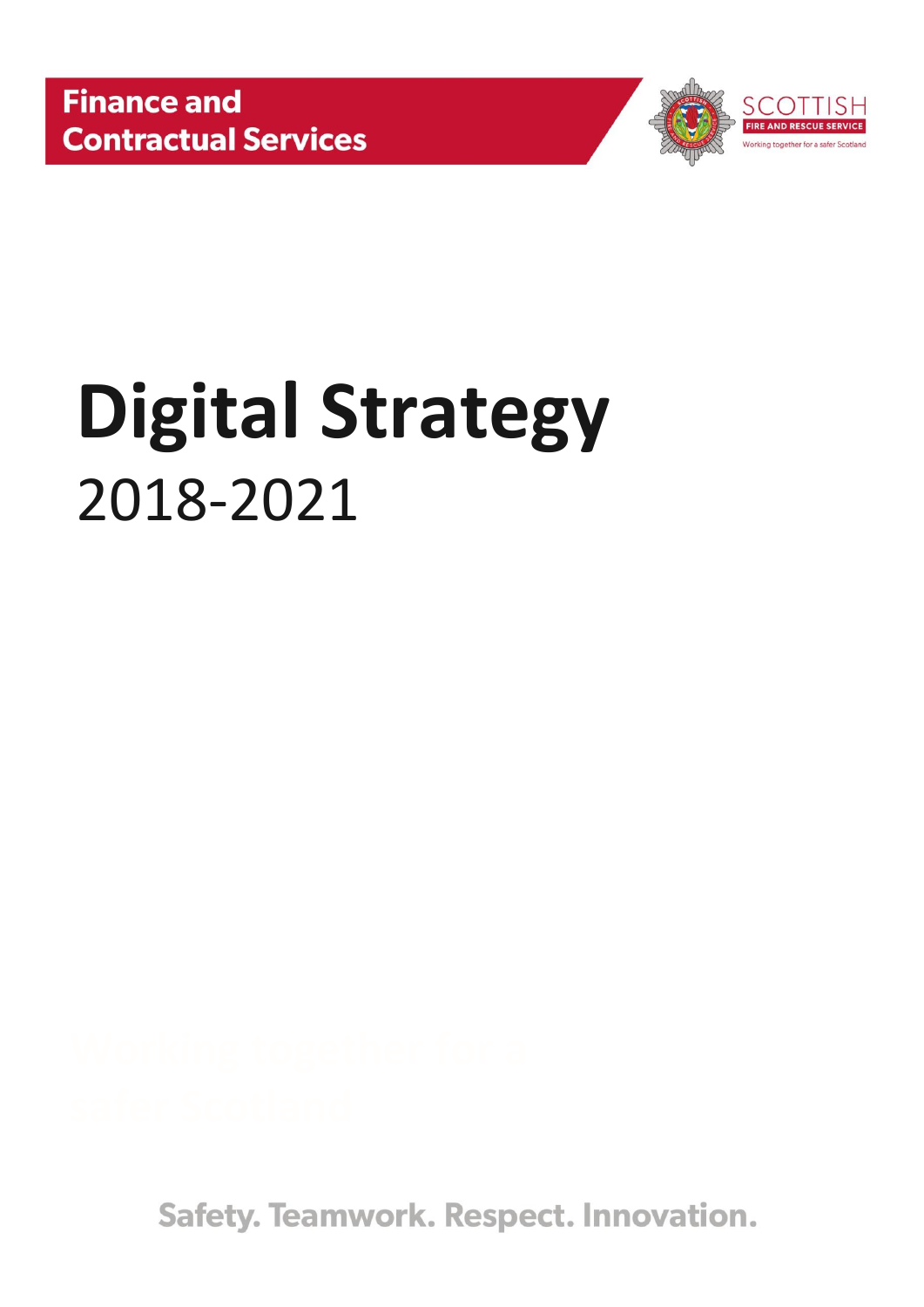**Finance and Contractual Services**

SCOTTISH FIRE AND RESCUE SERVICE

Working together for a safer Scotland

# Digital Strategy

2018-2021

Working together for a safer Scotland

Safety. Teamwork. Respect. Innovation.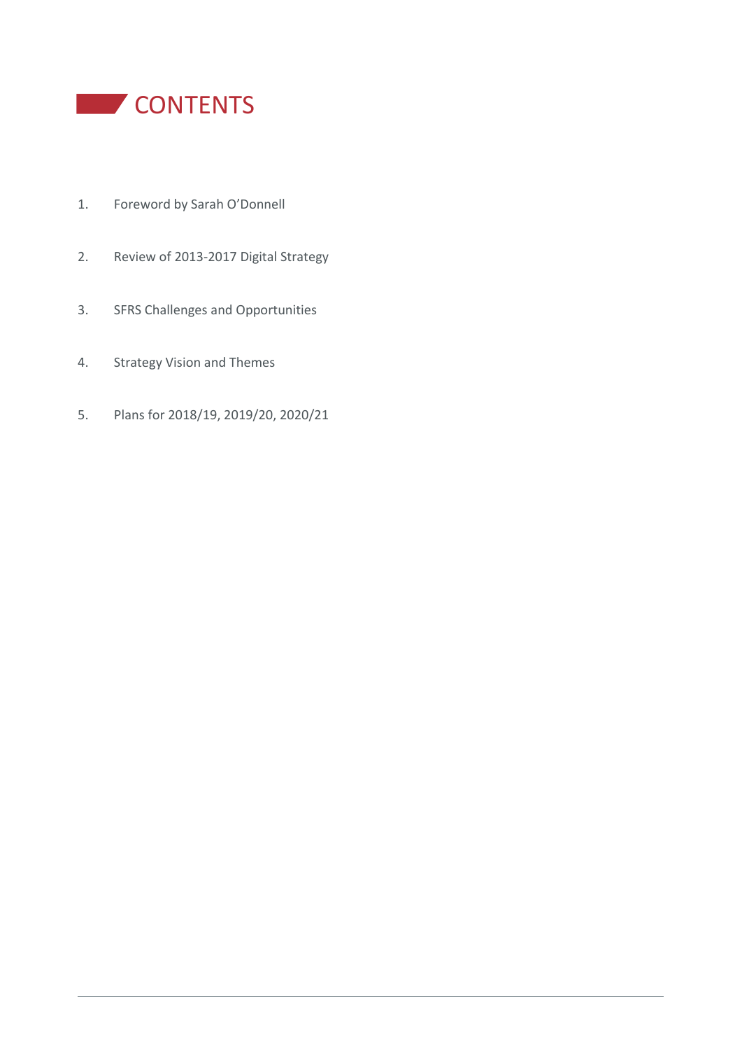# CONTENTS

1. Foreword by Sarah O'Donnell

2. Review of 2013-2017 Digital Strategy

3. SFRS Challenges and Opportunities

4. Strategy Vision and Themes

5. Plans for 2018/19, 2019/20, 2020/21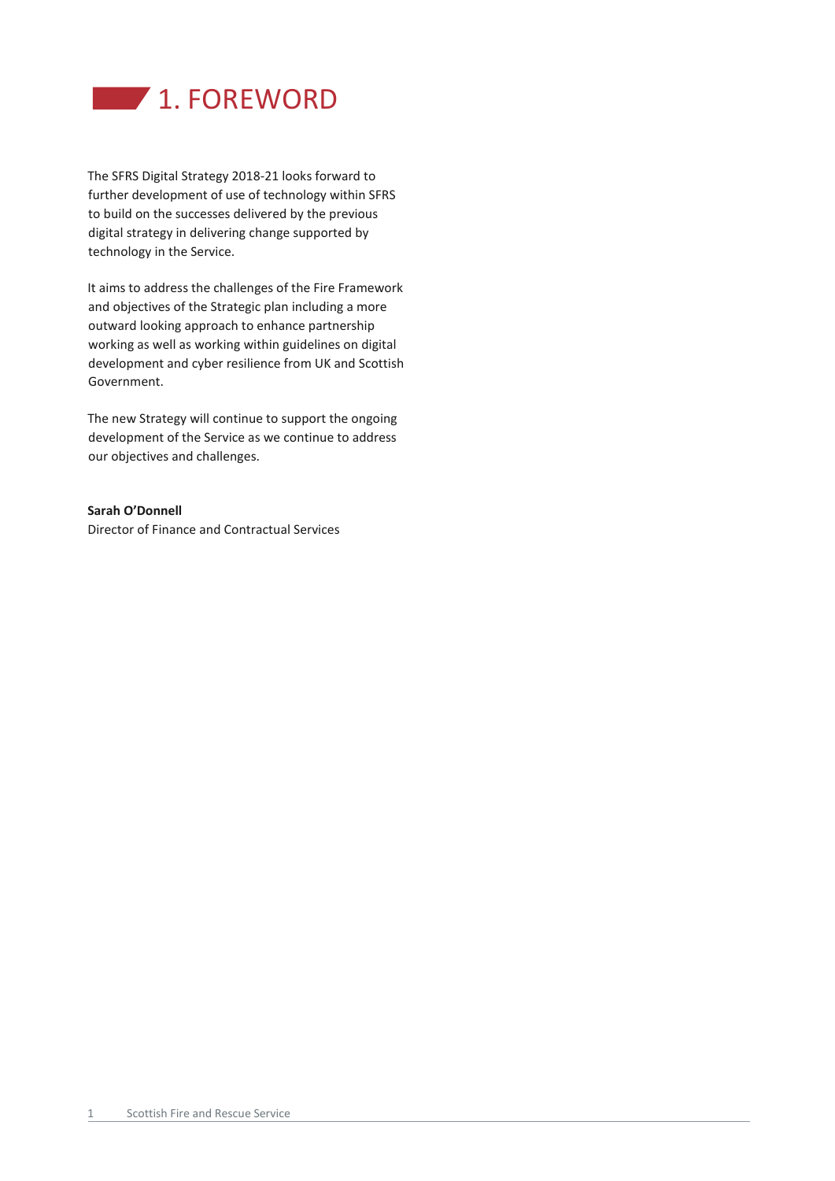# 1. FOREWORD

The SFRS Digital Strategy 2018-21 looks forward to further development of use of technology within SFRS to build on the successes delivered by the previous digital strategy in delivering change supported by technology in the Service.

It aims to address the challenges of the Fire Framework and objectives of the Strategic plan including a more outward looking approach to enhance partnership working as well as working within guidelines on digital development and cyber resilience from UK and Scottish Government.

The new Strategy will continue to support the ongoing development of the Service as we continue to address our objectives and challenges.

**Sarah O'Donnell**
Director of Finance and Contractual Services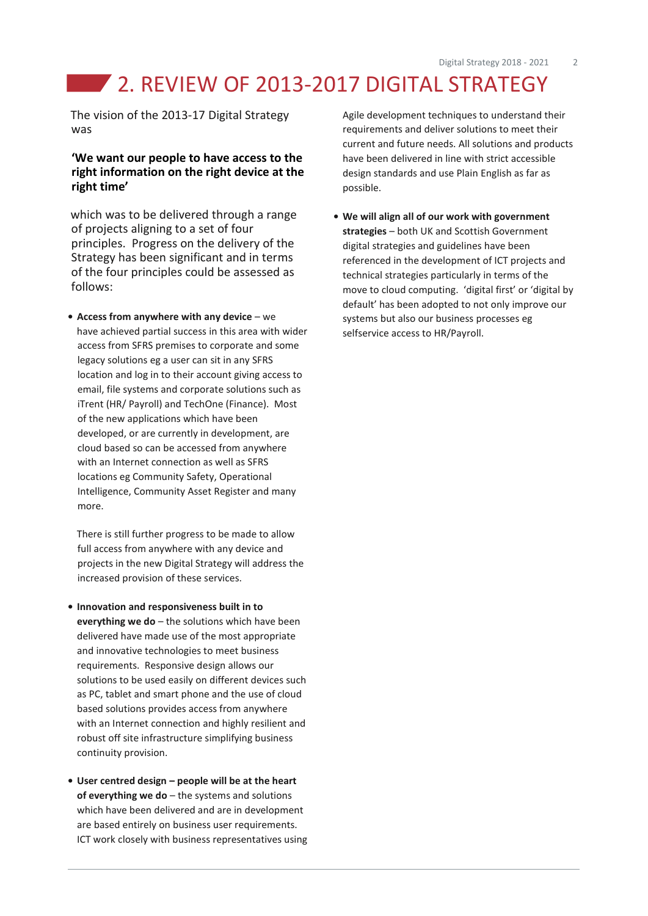# 2. REVIEW OF 2013-2017 DIGITAL STRATEGY

The vision of the 2013-17 Digital Strategy was

**'We want our people to have access to the right information on the right device at the right time'**

which was to be delivered through a range of projects aligning to a set of four principles. Progress on the delivery of the Strategy has been significant and in terms of the four principles could be assessed as follows:

- **Access from anywhere with any device** – we have achieved partial success in this area with wider access from SFRS premises to corporate and some legacy solutions eg a user can sit in any SFRS location and log in to their account giving access to email, file systems and corporate solutions such as iTrent (HR/ Payroll) and TechOne (Finance). Most of the new applications which have been developed, or are currently in development, are cloud based so can be accessed from anywhere with an Internet connection as well as SFRS locations eg Community Safety, Operational Intelligence, Community Asset Register and many more.

  There is still further progress to be made to allow full access from anywhere with any device and projects in the new Digital Strategy will address the increased provision of these services.

- **Innovation and responsiveness built in to everything we do** – the solutions which have been delivered have made use of the most appropriate and innovative technologies to meet business requirements. Responsive design allows our solutions to be used easily on different devices such as PC, tablet and smart phone and the use of cloud based solutions provides access from anywhere with an Internet connection and highly resilient and robust off site infrastructure simplifying business continuity provision.

- **User centred design – people will be at the heart of everything we do** – the systems and solutions which have been delivered and are in development are based entirely on business user requirements. ICT work closely with business representatives using Agile development techniques to understand their requirements and deliver solutions to meet their current and future needs. All solutions and products have been delivered in line with strict accessible design standards and use Plain English as far as possible.

- **We will align all of our work with government strategies** – both UK and Scottish Government digital strategies and guidelines have been referenced in the development of ICT projects and technical strategies particularly in terms of the move to cloud computing. 'digital first' or 'digital by default' has been adopted to not only improve our systems but also our business processes eg selfservice access to HR/Payroll.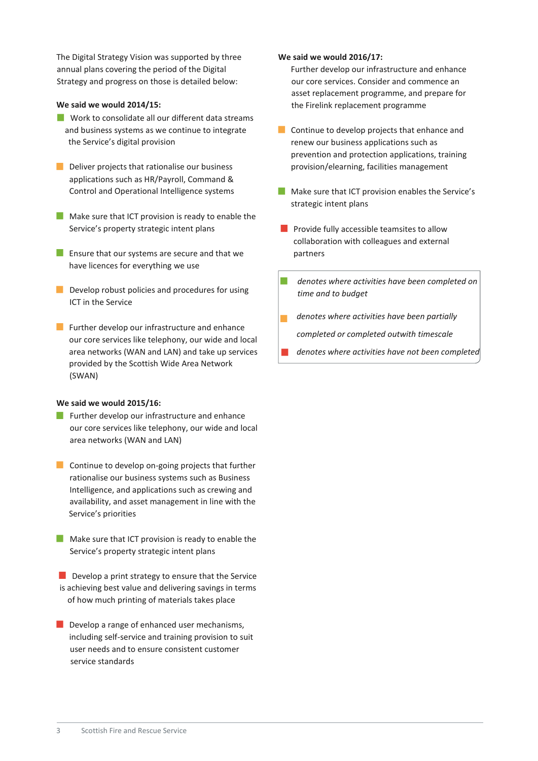The Digital Strategy Vision was supported by three annual plans covering the period of the Digital Strategy and progress on those is detailed below:

**We said we would 2014/15:**

- 🟩 Work to consolidate all our different data streams and business systems as we continue to integrate the Service's digital provision
- 🟧 Deliver projects that rationalise our business applications such as HR/Payroll, Command & Control and Operational Intelligence systems
- 🟩 Make sure that ICT provision is ready to enable the Service's property strategic intent plans
- 🟩 Ensure that our systems are secure and that we have licences for everything we use
- 🟧 Develop robust policies and procedures for using ICT in the Service
- 🟧 Further develop our infrastructure and enhance our core services like telephony, our wide and local area networks (WAN and LAN) and take up services provided by the Scottish Wide Area Network (SWAN)

**We said we would 2015/16:**

- 🟩 Further develop our infrastructure and enhance our core services like telephony, our wide and local area networks (WAN and LAN)
- 🟧 Continue to develop on-going projects that further rationalise our business systems such as Business Intelligence, and applications such as crewing and availability, and asset management in line with the Service's priorities
- 🟩 Make sure that ICT provision is ready to enable the Service's property strategic intent plans
- 🟥 Develop a print strategy to ensure that the Service is achieving best value and delivering savings in terms of how much printing of materials takes place
- 🟥 Develop a range of enhanced user mechanisms, including self-service and training provision to suit user needs and to ensure consistent customer service standards

**We said we would 2016/17:**

- Further develop our infrastructure and enhance our core services. Consider and commence an asset replacement programme, and prepare for the Firelink replacement programme
- 🟧 Continue to develop projects that enhance and renew our business applications such as prevention and protection applications, training provision/elearning, facilities management
- 🟩 Make sure that ICT provision enables the Service's strategic intent plans
- 🟥 Provide fully accessible teamsites to allow collaboration with colleagues and external partners

🟩 *denotes where activities have been completed on time and to budget*

🟧 *denotes where activities have been partially completed or completed outwith timescale*

🟥 *denotes where activities have not been completed*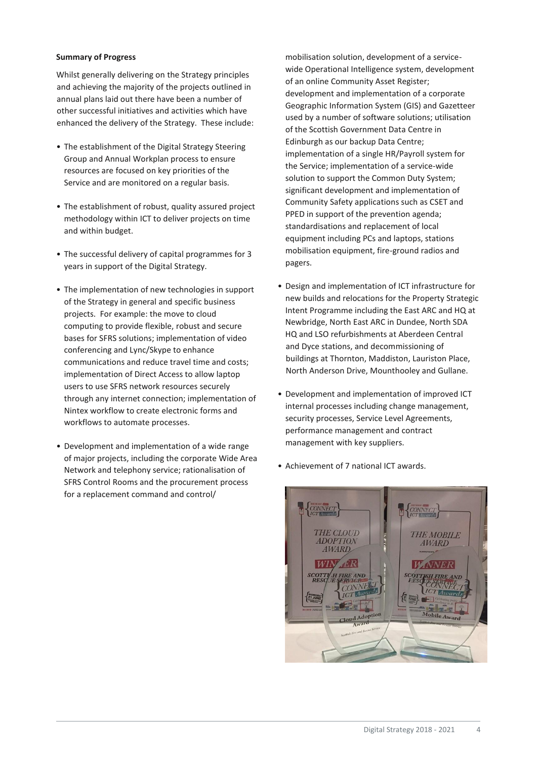**Summary of Progress**

Whilst generally delivering on the Strategy principles and achieving the majority of the projects outlined in annual plans laid out there have been a number of other successful initiatives and activities which have enhanced the delivery of the Strategy. These include:

- The establishment of the Digital Strategy Steering Group and Annual Workplan process to ensure resources are focused on key priorities of the Service and are monitored on a regular basis.
- The establishment of robust, quality assured project methodology within ICT to deliver projects on time and within budget.
- The successful delivery of capital programmes for 3 years in support of the Digital Strategy.
- The implementation of new technologies in support of the Strategy in general and specific business projects. For example: the move to cloud computing to provide flexible, robust and secure bases for SFRS solutions; implementation of video conferencing and Lync/Skype to enhance communications and reduce travel time and costs; implementation of Direct Access to allow laptop users to use SFRS network resources securely through any internet connection; implementation of Nintex workflow to create electronic forms and workflows to automate processes.
- Development and implementation of a wide range of major projects, including the corporate Wide Area Network and telephony service; rationalisation of SFRS Control Rooms and the procurement process for a replacement command and control/ mobilisation solution, development of a service-wide Operational Intelligence system, development of an online Community Asset Register; development and implementation of a corporate Geographic Information System (GIS) and Gazetteer used by a number of software solutions; utilisation of the Scottish Government Data Centre in Edinburgh as our backup Data Centre; implementation of a single HR/Payroll system for the Service; implementation of a service-wide solution to support the Common Duty System; significant development and implementation of Community Safety applications such as CSET and PPED in support of the prevention agenda; standardisations and replacement of local equipment including PCs and laptops, stations mobilisation equipment, fire-ground radios and pagers.
- Design and implementation of ICT infrastructure for new builds and relocations for the Property Strategic Intent Programme including the East ARC and HQ at Newbridge, North East ARC in Dundee, North SDA HQ and LSO refurbishments at Aberdeen Central and Dyce stations, and decommissioning of buildings at Thornton, Maddiston, Lauriston Place, North Anderson Drive, Mounthooley and Gullane.
- Development and implementation of improved ICT internal processes including change management, security processes, Service Level Agreements, performance management and contract management with key suppliers.
- Achievement of 7 national ICT awards.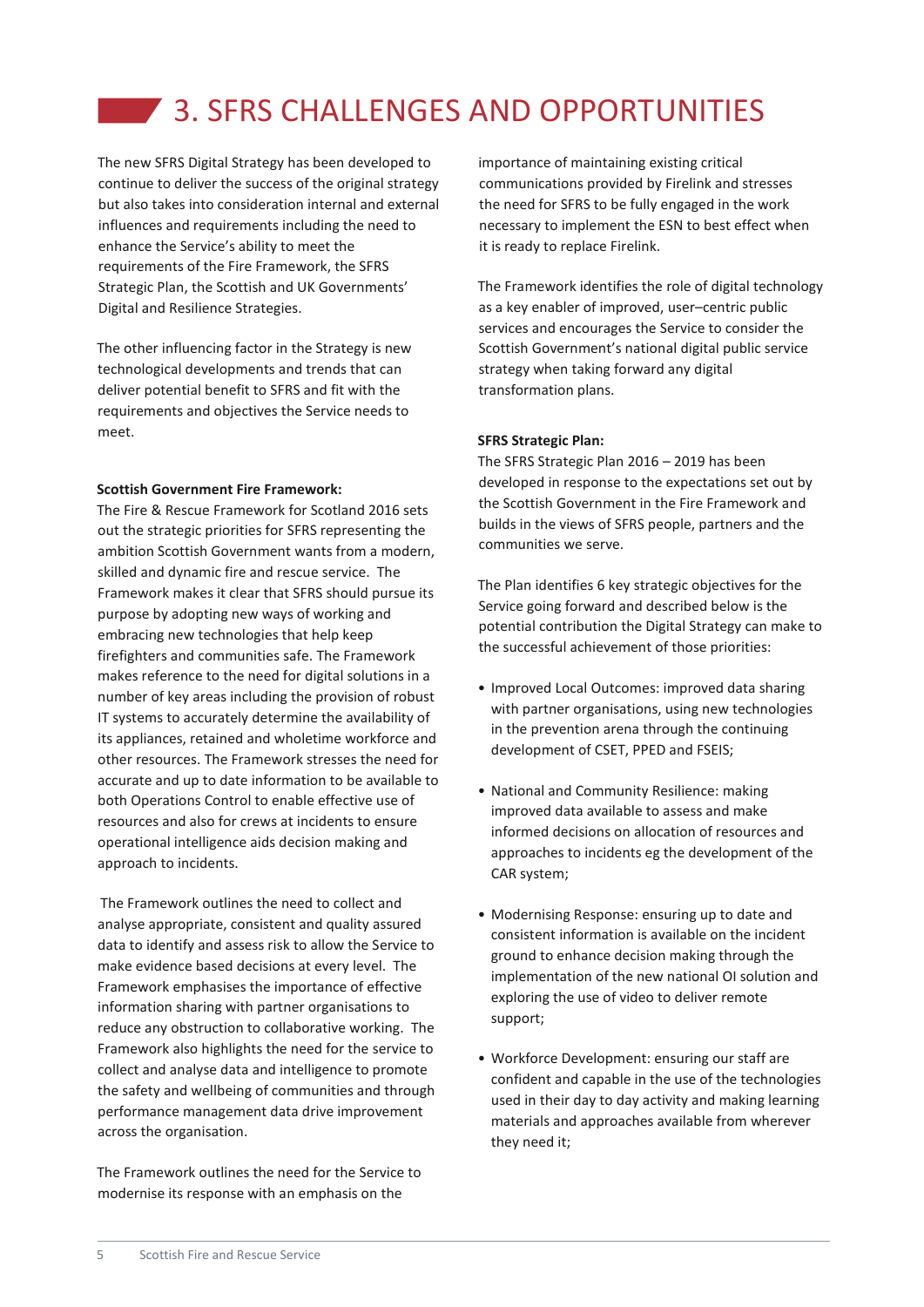# 3. SFRS CHALLENGES AND OPPORTUNITIES

The new SFRS Digital Strategy has been developed to continue to deliver the success of the original strategy but also takes into consideration internal and external influences and requirements including the need to enhance the Service's ability to meet the requirements of the Fire Framework, the SFRS Strategic Plan, the Scottish and UK Governments' Digital and Resilience Strategies.

The other influencing factor in the Strategy is new technological developments and trends that can deliver potential benefit to SFRS and fit with the requirements and objectives the Service needs to meet.

**Scottish Government Fire Framework:**
The Fire & Rescue Framework for Scotland 2016 sets out the strategic priorities for SFRS representing the ambition Scottish Government wants from a modern, skilled and dynamic fire and rescue service. The Framework makes it clear that SFRS should pursue its purpose by adopting new ways of working and embracing new technologies that help keep firefighters and communities safe. The Framework makes reference to the need for digital solutions in a number of key areas including the provision of robust IT systems to accurately determine the availability of its appliances, retained and wholetime workforce and other resources. The Framework stresses the need for accurate and up to date information to be available to both Operations Control to enable effective use of resources and also for crews at incidents to ensure operational intelligence aids decision making and approach to incidents.

The Framework outlines the need to collect and analyse appropriate, consistent and quality assured data to identify and assess risk to allow the Service to make evidence based decisions at every level. The Framework emphasises the importance of effective information sharing with partner organisations to reduce any obstruction to collaborative working. The Framework also highlights the need for the service to collect and analyse data and intelligence to promote the safety and wellbeing of communities and through performance management data drive improvement across the organisation.

The Framework outlines the need for the Service to modernise its response with an emphasis on the importance of maintaining existing critical communications provided by Firelink and stresses the need for SFRS to be fully engaged in the work necessary to implement the ESN to best effect when it is ready to replace Firelink.

The Framework identifies the role of digital technology as a key enabler of improved, user–centric public services and encourages the Service to consider the Scottish Government's national digital public service strategy when taking forward any digital transformation plans.

**SFRS Strategic Plan:**
The SFRS Strategic Plan 2016 – 2019 has been developed in response to the expectations set out by the Scottish Government in the Fire Framework and builds in the views of SFRS people, partners and the communities we serve.

The Plan identifies 6 key strategic objectives for the Service going forward and described below is the potential contribution the Digital Strategy can make to the successful achievement of those priorities:

- Improved Local Outcomes: improved data sharing with partner organisations, using new technologies in the prevention arena through the continuing development of CSET, PPED and FSEIS;
- National and Community Resilience: making improved data available to assess and make informed decisions on allocation of resources and approaches to incidents eg the development of the CAR system;
- Modernising Response: ensuring up to date and consistent information is available on the incident ground to enhance decision making through the implementation of the new national OI solution and exploring the use of video to deliver remote support;
- Workforce Development: ensuring our staff are confident and capable in the use of the technologies used in their day to day activity and making learning materials and approaches available from wherever they need it;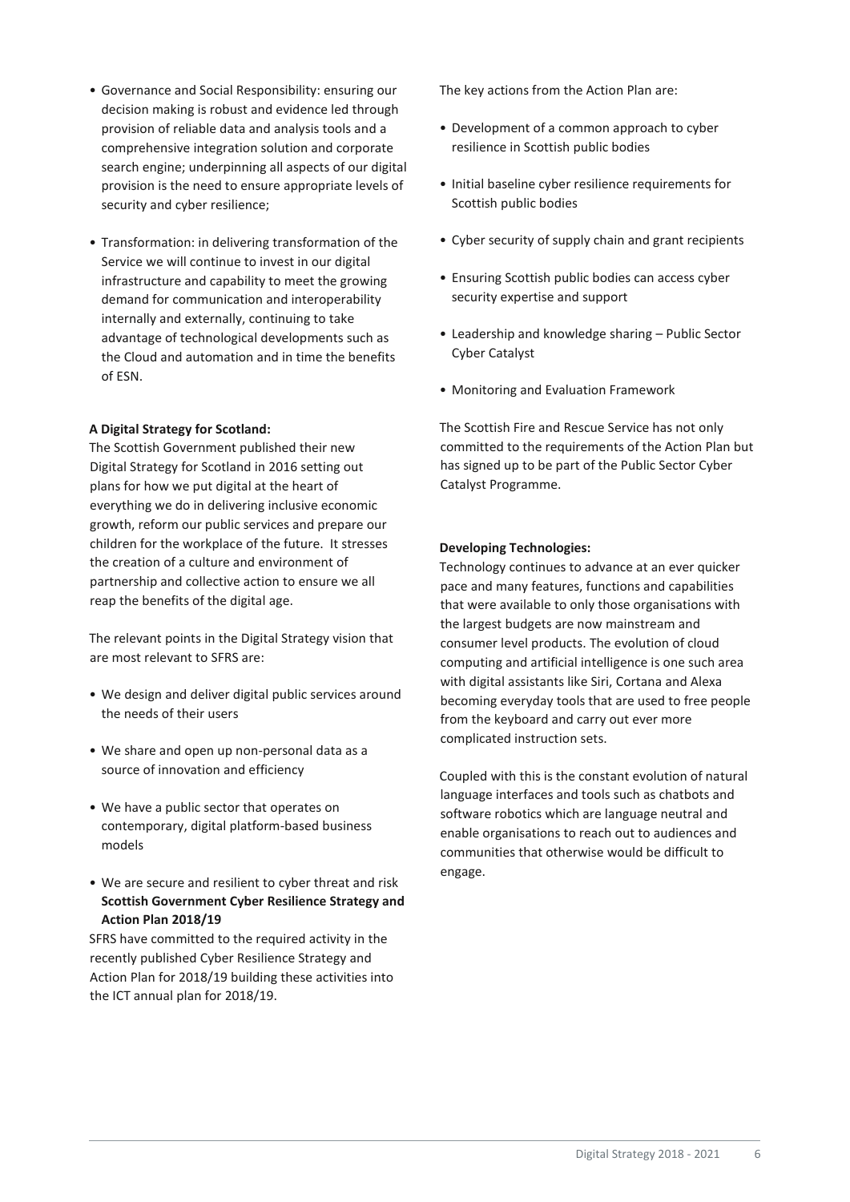- Governance and Social Responsibility: ensuring our decision making is robust and evidence led through provision of reliable data and analysis tools and a comprehensive integration solution and corporate search engine; underpinning all aspects of our digital provision is the need to ensure appropriate levels of security and cyber resilience;
- Transformation: in delivering transformation of the Service we will continue to invest in our digital infrastructure and capability to meet the growing demand for communication and interoperability internally and externally, continuing to take advantage of technological developments such as the Cloud and automation and in time the benefits of ESN.

**A Digital Strategy for Scotland:**

The Scottish Government published their new Digital Strategy for Scotland in 2016 setting out plans for how we put digital at the heart of everything we do in delivering inclusive economic growth, reform our public services and prepare our children for the workplace of the future. It stresses the creation of a culture and environment of partnership and collective action to ensure we all reap the benefits of the digital age.

The relevant points in the Digital Strategy vision that are most relevant to SFRS are:

- We design and deliver digital public services around the needs of their users
- We share and open up non-personal data as a source of innovation and efficiency
- We have a public sector that operates on contemporary, digital platform-based business models
- We are secure and resilient to cyber threat and risk

**Scottish Government Cyber Resilience Strategy and Action Plan 2018/19**

SFRS have committed to the required activity in the recently published Cyber Resilience Strategy and Action Plan for 2018/19 building these activities into the ICT annual plan for 2018/19.

The key actions from the Action Plan are:

- Development of a common approach to cyber resilience in Scottish public bodies
- Initial baseline cyber resilience requirements for Scottish public bodies
- Cyber security of supply chain and grant recipients
- Ensuring Scottish public bodies can access cyber security expertise and support
- Leadership and knowledge sharing – Public Sector Cyber Catalyst
- Monitoring and Evaluation Framework

The Scottish Fire and Rescue Service has not only committed to the requirements of the Action Plan but has signed up to be part of the Public Sector Cyber Catalyst Programme.

**Developing Technologies:**

Technology continues to advance at an ever quicker pace and many features, functions and capabilities that were available to only those organisations with the largest budgets are now mainstream and consumer level products. The evolution of cloud computing and artificial intelligence is one such area with digital assistants like Siri, Cortana and Alexa becoming everyday tools that are used to free people from the keyboard and carry out ever more complicated instruction sets.

Coupled with this is the constant evolution of natural language interfaces and tools such as chatbots and software robotics which are language neutral and enable organisations to reach out to audiences and communities that otherwise would be difficult to engage.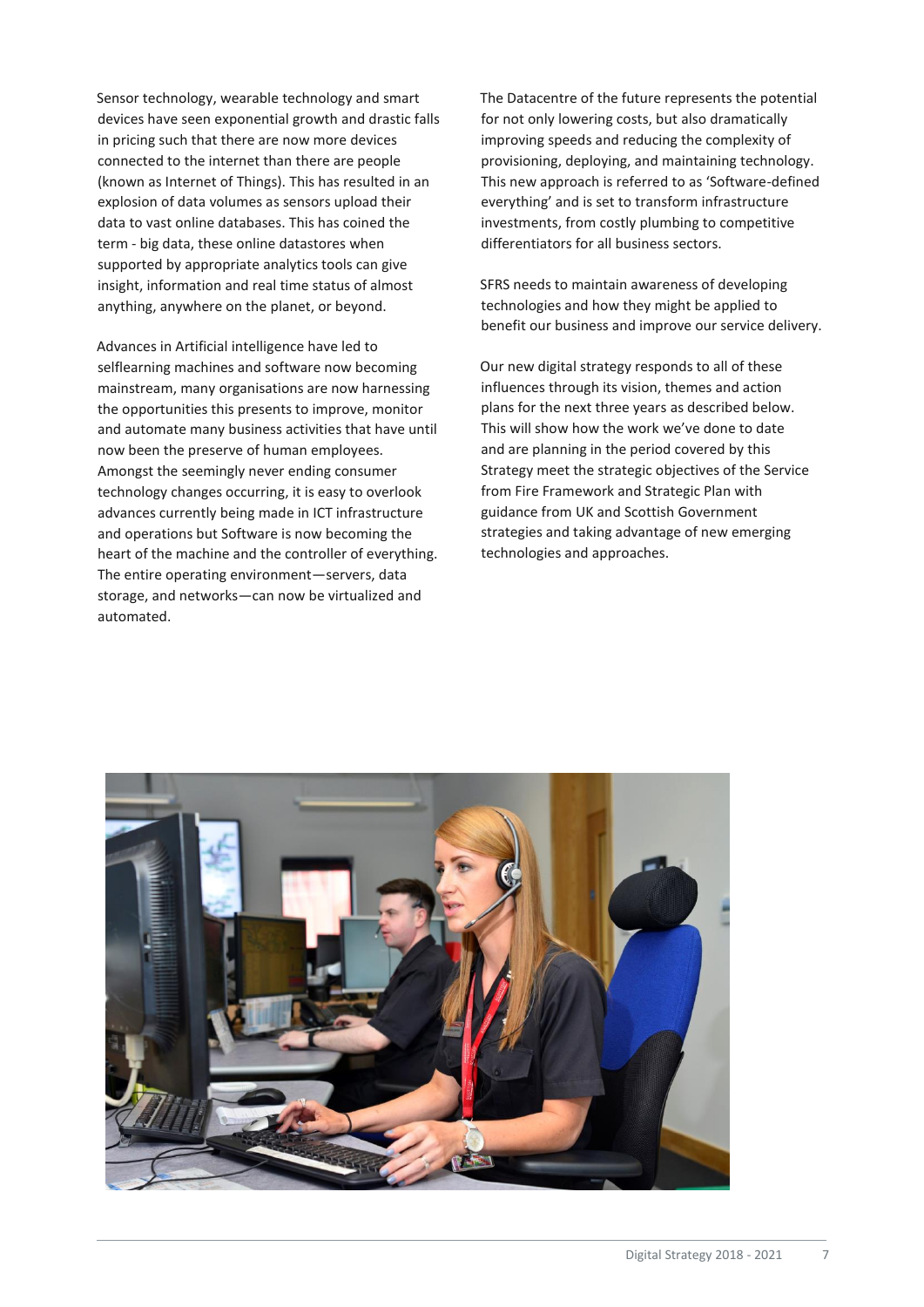Sensor technology, wearable technology and smart devices have seen exponential growth and drastic falls in pricing such that there are now more devices connected to the internet than there are people (known as Internet of Things). This has resulted in an explosion of data volumes as sensors upload their data to vast online databases. This has coined the term - big data, these online datastores when supported by appropriate analytics tools can give insight, information and real time status of almost anything, anywhere on the planet, or beyond.

Advances in Artificial intelligence have led to selflearning machines and software now becoming mainstream, many organisations are now harnessing the opportunities this presents to improve, monitor and automate many business activities that have until now been the preserve of human employees. Amongst the seemingly never ending consumer technology changes occurring, it is easy to overlook advances currently being made in ICT infrastructure and operations but Software is now becoming the heart of the machine and the controller of everything. The entire operating environment—servers, data storage, and networks—can now be virtualized and automated.

The Datacentre of the future represents the potential for not only lowering costs, but also dramatically improving speeds and reducing the complexity of provisioning, deploying, and maintaining technology. This new approach is referred to as 'Software-defined everything' and is set to transform infrastructure investments, from costly plumbing to competitive differentiators for all business sectors.

SFRS needs to maintain awareness of developing technologies and how they might be applied to benefit our business and improve our service delivery.

Our new digital strategy responds to all of these influences through its vision, themes and action plans for the next three years as described below. This will show how the work we've done to date and are planning in the period covered by this Strategy meet the strategic objectives of the Service from Fire Framework and Strategic Plan with guidance from UK and Scottish Government strategies and taking advantage of new emerging technologies and approaches.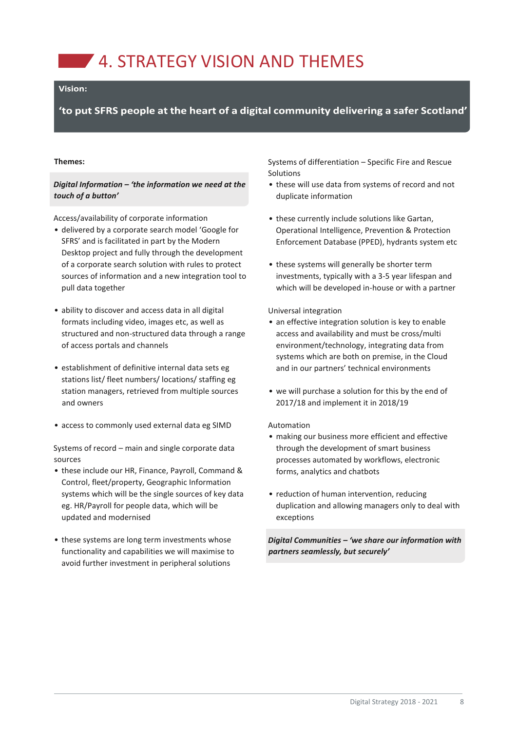# 4. STRATEGY VISION AND THEMES

**Vision:**

**'to put SFRS people at the heart of a digital community delivering a safer Scotland'**

**Themes:**

***Digital Information – 'the information we need at the touch of a button'***

Access/availability of corporate information

- delivered by a corporate search model 'Google for SFRS' and is facilitated in part by the Modern Desktop project and fully through the development of a corporate search solution with rules to protect sources of information and a new integration tool to pull data together
- ability to discover and access data in all digital formats including video, images etc, as well as structured and non-structured data through a range of access portals and channels
- establishment of definitive internal data sets eg stations list/ fleet numbers/ locations/ staffing eg station managers, retrieved from multiple sources and owners
- access to commonly used external data eg SIMD

Systems of record – main and single corporate data sources

- these include our HR, Finance, Payroll, Command & Control, fleet/property, Geographic Information systems which will be the single sources of key data eg. HR/Payroll for people data, which will be updated and modernised
- these systems are long term investments whose functionality and capabilities we will maximise to avoid further investment in peripheral solutions

Systems of differentiation – Specific Fire and Rescue Solutions

- these will use data from systems of record and not duplicate information
- these currently include solutions like Gartan, Operational Intelligence, Prevention & Protection Enforcement Database (PPED), hydrants system etc
- these systems will generally be shorter term investments, typically with a 3-5 year lifespan and which will be developed in-house or with a partner

Universal integration

- an effective integration solution is key to enable access and availability and must be cross/multi environment/technology, integrating data from systems which are both on premise, in the Cloud and in our partners' technical environments
- we will purchase a solution for this by the end of 2017/18 and implement it in 2018/19

Automation

- making our business more efficient and effective through the development of smart business processes automated by workflows, electronic forms, analytics and chatbots
- reduction of human intervention, reducing duplication and allowing managers only to deal with exceptions

***Digital Communities – 'we share our information with partners seamlessly, but securely'***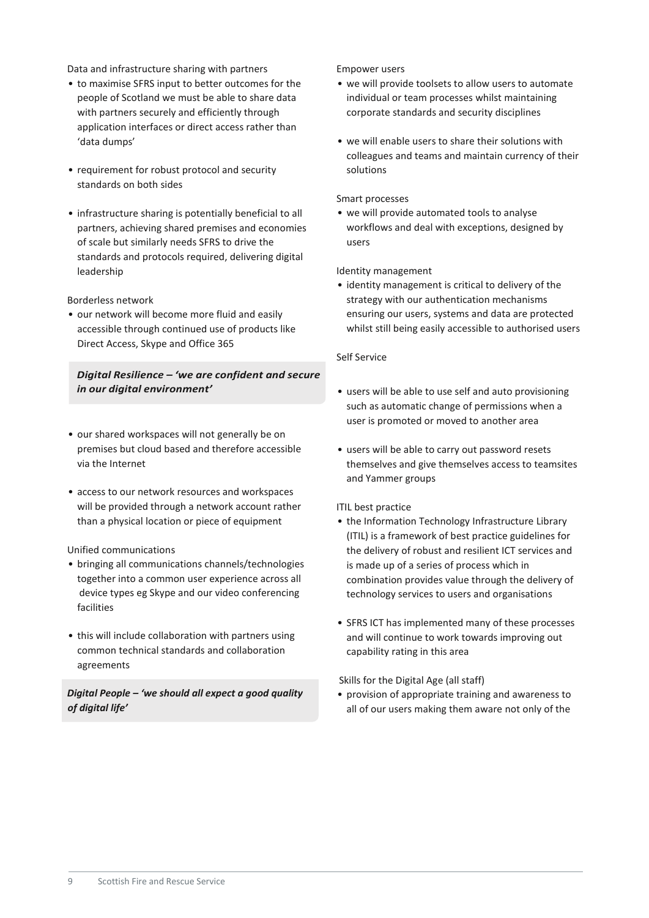Data and infrastructure sharing with partners

- to maximise SFRS input to better outcomes for the people of Scotland we must be able to share data with partners securely and efficiently through application interfaces or direct access rather than 'data dumps'
- requirement for robust protocol and security standards on both sides
- infrastructure sharing is potentially beneficial to all partners, achieving shared premises and economies of scale but similarly needs SFRS to drive the standards and protocols required, delivering digital leadership

Borderless network

- our network will become more fluid and easily accessible through continued use of products like Direct Access, Skype and Office 365

***Digital Resilience – 'we are confident and secure in our digital environment'***

- our shared workspaces will not generally be on premises but cloud based and therefore accessible via the Internet
- access to our network resources and workspaces will be provided through a network account rather than a physical location or piece of equipment

Unified communications

- bringing all communications channels/technologies together into a common user experience across all device types eg Skype and our video conferencing facilities
- this will include collaboration with partners using common technical standards and collaboration agreements

***Digital People – 'we should all expect a good quality of digital life'***

Empower users

- we will provide toolsets to allow users to automate individual or team processes whilst maintaining corporate standards and security disciplines
- we will enable users to share their solutions with colleagues and teams and maintain currency of their solutions

Smart processes

- we will provide automated tools to analyse workflows and deal with exceptions, designed by users

Identity management

- identity management is critical to delivery of the strategy with our authentication mechanisms ensuring our users, systems and data are protected whilst still being easily accessible to authorised users

Self Service

- users will be able to use self and auto provisioning such as automatic change of permissions when a user is promoted or moved to another area
- users will be able to carry out password resets themselves and give themselves access to teamsites and Yammer groups

ITIL best practice

- the Information Technology Infrastructure Library (ITIL) is a framework of best practice guidelines for the delivery of robust and resilient ICT services and is made up of a series of process which in combination provides value through the delivery of technology services to users and organisations
- SFRS ICT has implemented many of these processes and will continue to work towards improving out capability rating in this area

Skills for the Digital Age (all staff)

- provision of appropriate training and awareness to all of our users making them aware not only of the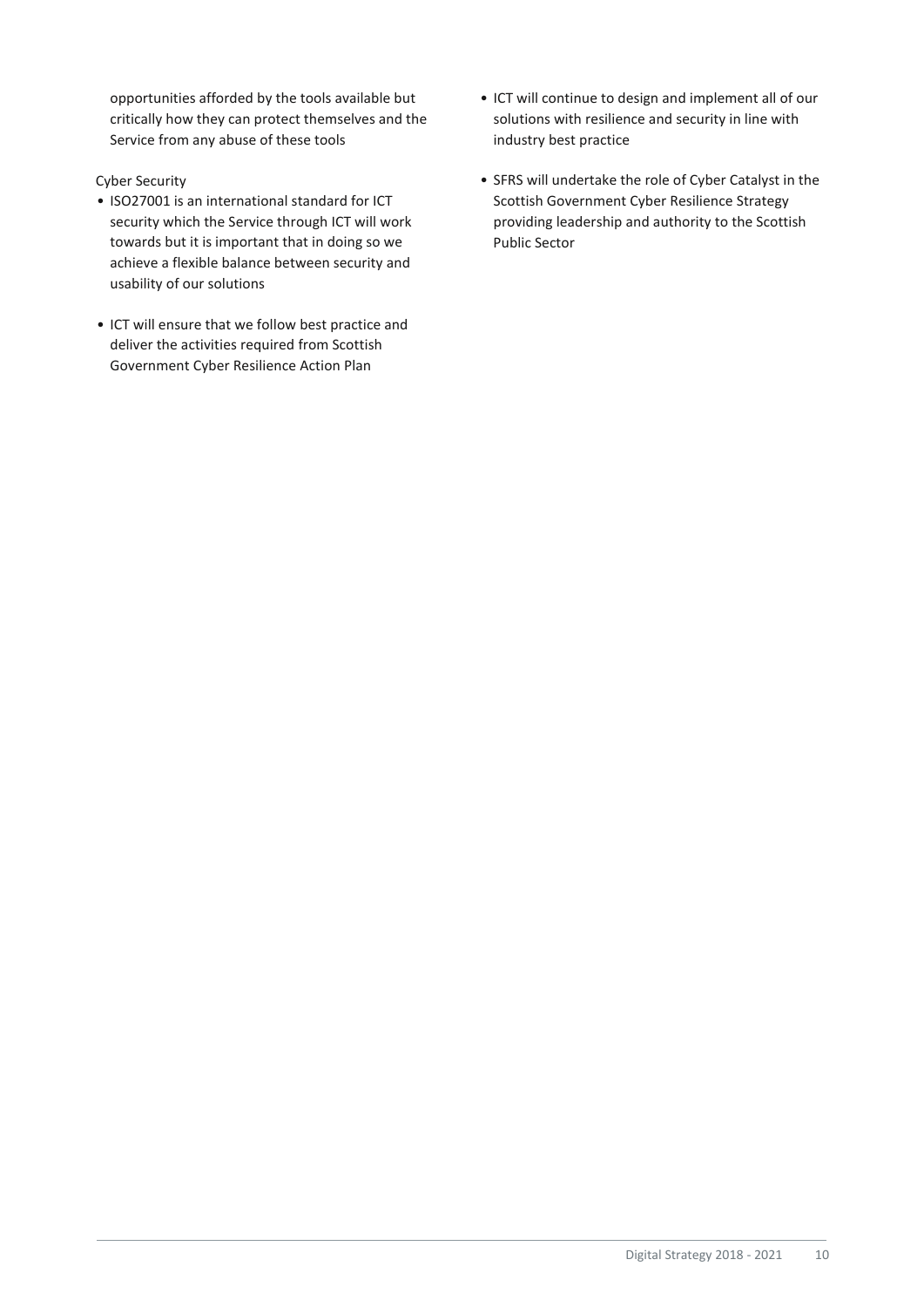opportunities afforded by the tools available but critically how they can protect themselves and the Service from any abuse of these tools

Cyber Security

- ISO27001 is an international standard for ICT security which the Service through ICT will work towards but it is important that in doing so we achieve a flexible balance between security and usability of our solutions
- ICT will ensure that we follow best practice and deliver the activities required from Scottish Government Cyber Resilience Action Plan
- ICT will continue to design and implement all of our solutions with resilience and security in line with industry best practice
- SFRS will undertake the role of Cyber Catalyst in the Scottish Government Cyber Resilience Strategy providing leadership and authority to the Scottish Public Sector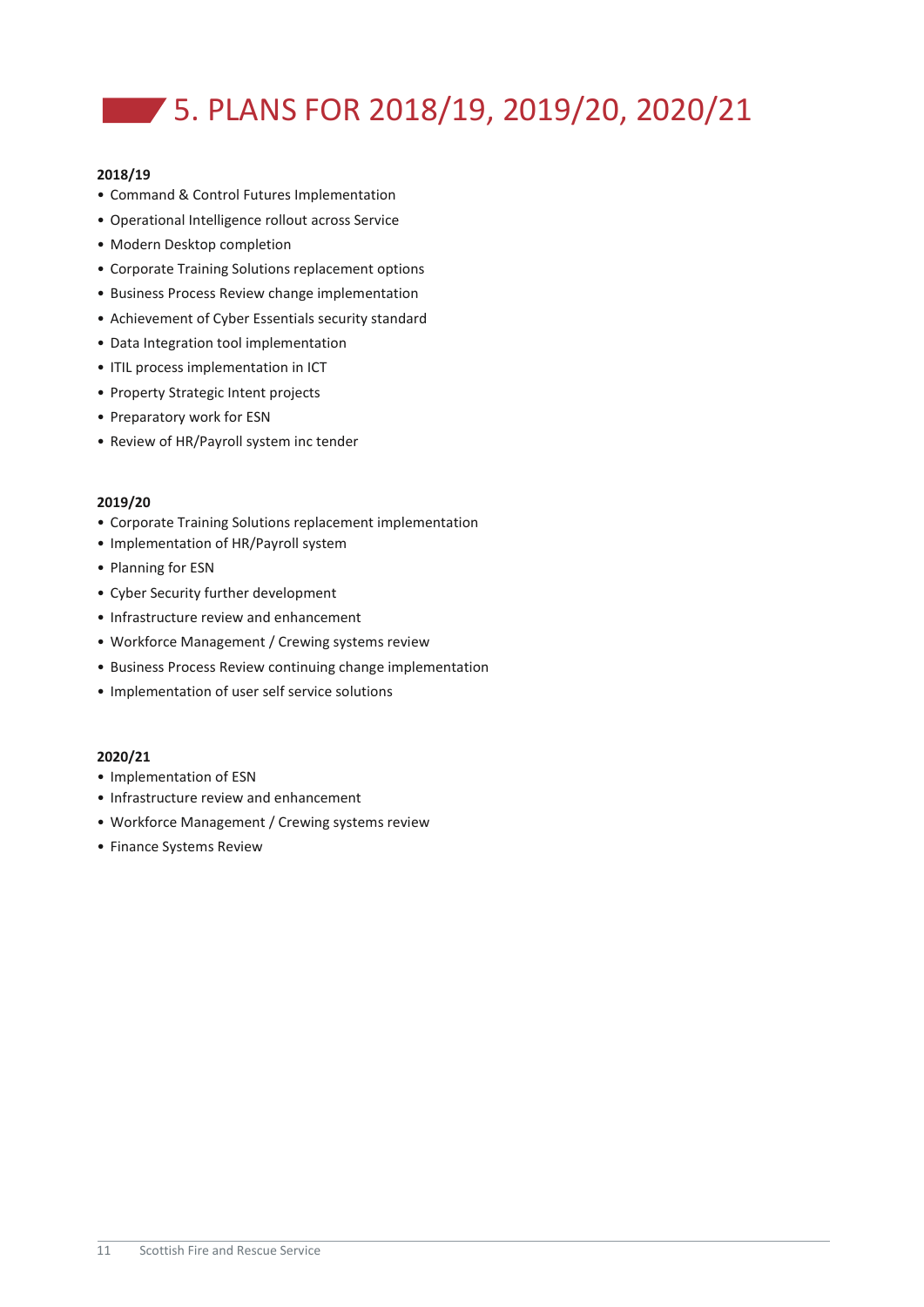# 5. PLANS FOR 2018/19, 2019/20, 2020/21

**2018/19**

- Command & Control Futures Implementation
- Operational Intelligence rollout across Service
- Modern Desktop completion
- Corporate Training Solutions replacement options
- Business Process Review change implementation
- Achievement of Cyber Essentials security standard
- Data Integration tool implementation
- ITIL process implementation in ICT
- Property Strategic Intent projects
- Preparatory work for ESN
- Review of HR/Payroll system inc tender

**2019/20**

- Corporate Training Solutions replacement implementation
- Implementation of HR/Payroll system
- Planning for ESN
- Cyber Security further development
- Infrastructure review and enhancement
- Workforce Management / Crewing systems review
- Business Process Review continuing change implementation
- Implementation of user self service solutions

**2020/21**

- Implementation of ESN
- Infrastructure review and enhancement
- Workforce Management / Crewing systems review
- Finance Systems Review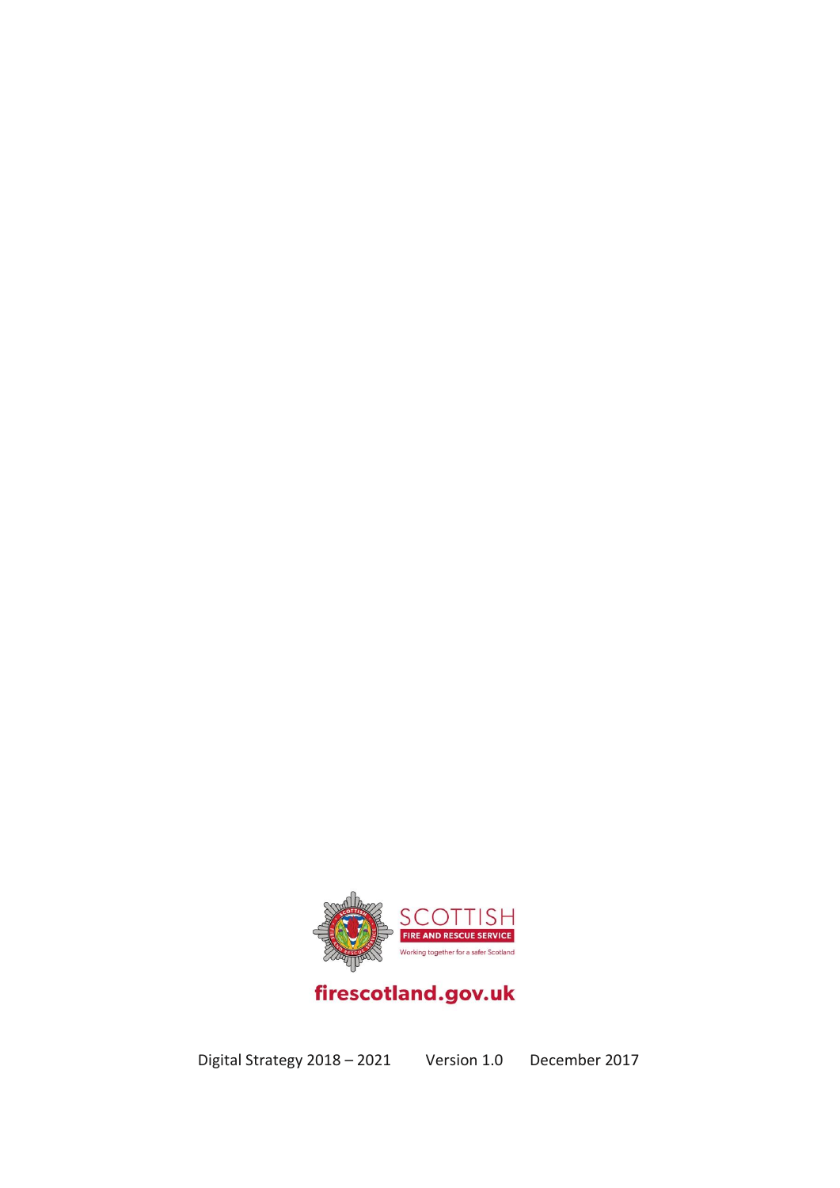SCOTTISH
FIRE AND RESCUE SERVICE
Working together for a safer Scotland

**firescotland.gov.uk**

Digital Strategy 2018 – 2021 Version 1.0 December 2017